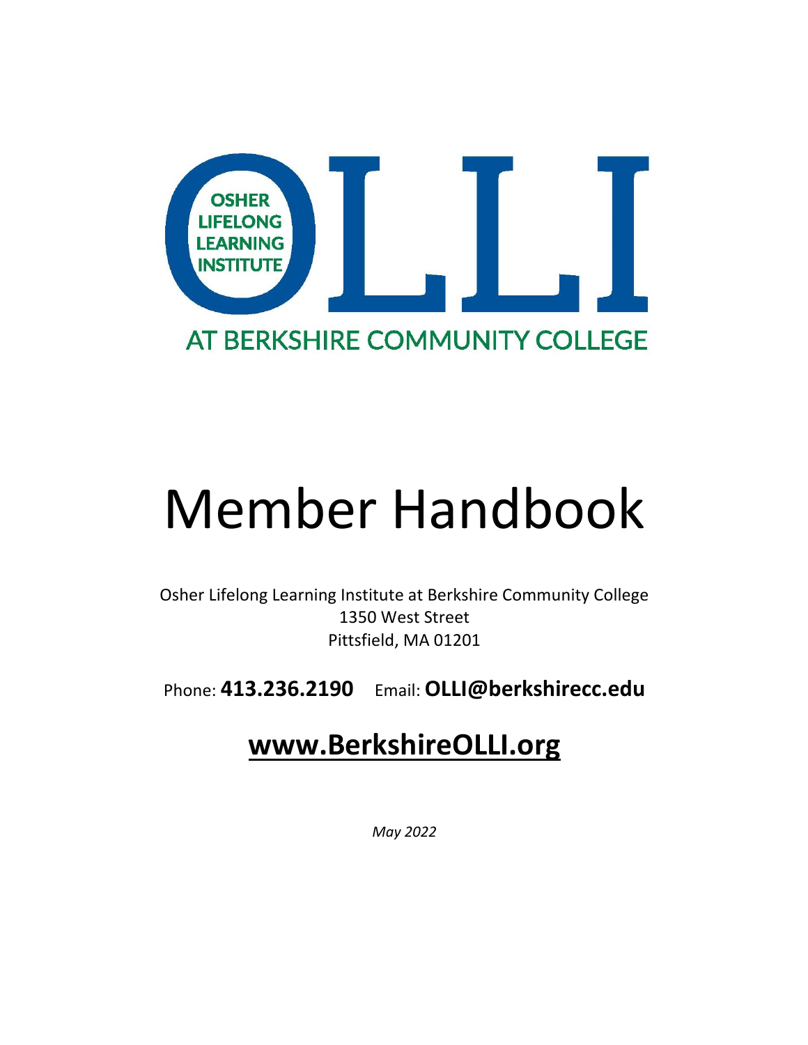OSHER LIFELONG LEARNING INSTITUTE

OLLI

AT BERKSHIRE COMMUNITY COLLEGE

# Member Handbook

Osher Lifelong Learning Institute at Berkshire Community College
1350 West Street
Pittsfield, MA 01201

Phone: **413.236.2190** Email: **OLLI@berkshirecc.edu**

## **www.BerkshireOLLI.org**

*May 2022*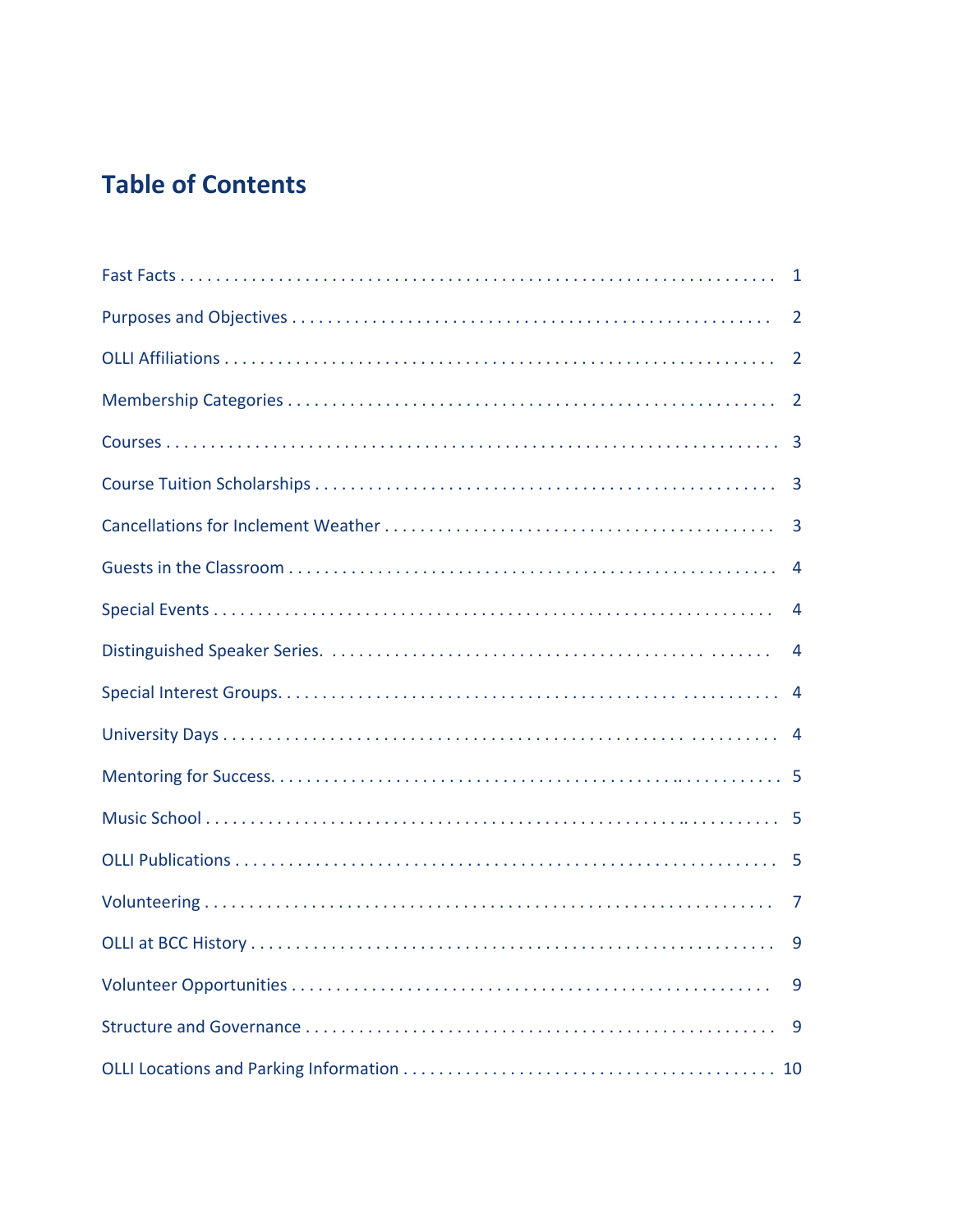# Table of Contents

| | |
|---|---|
| Fast Facts | 1 |
| Purposes and Objectives | 2 |
| OLLI Affiliations | 2 |
| Membership Categories | 2 |
| Courses | 3 |
| Course Tuition Scholarships | 3 |
| Cancellations for Inclement Weather | 3 |
| Guests in the Classroom | 4 |
| Special Events | 4 |
| Distinguished Speaker Series | 4 |
| Special Interest Groups | 4 |
| University Days | 4 |
| Mentoring for Success | 5 |
| Music School | 5 |
| OLLI Publications | 5 |
| Volunteering | 7 |
| OLLI at BCC History | 9 |
| Volunteer Opportunities | 9 |
| Structure and Governance | 9 |
| OLLI Locations and Parking Information | 10 |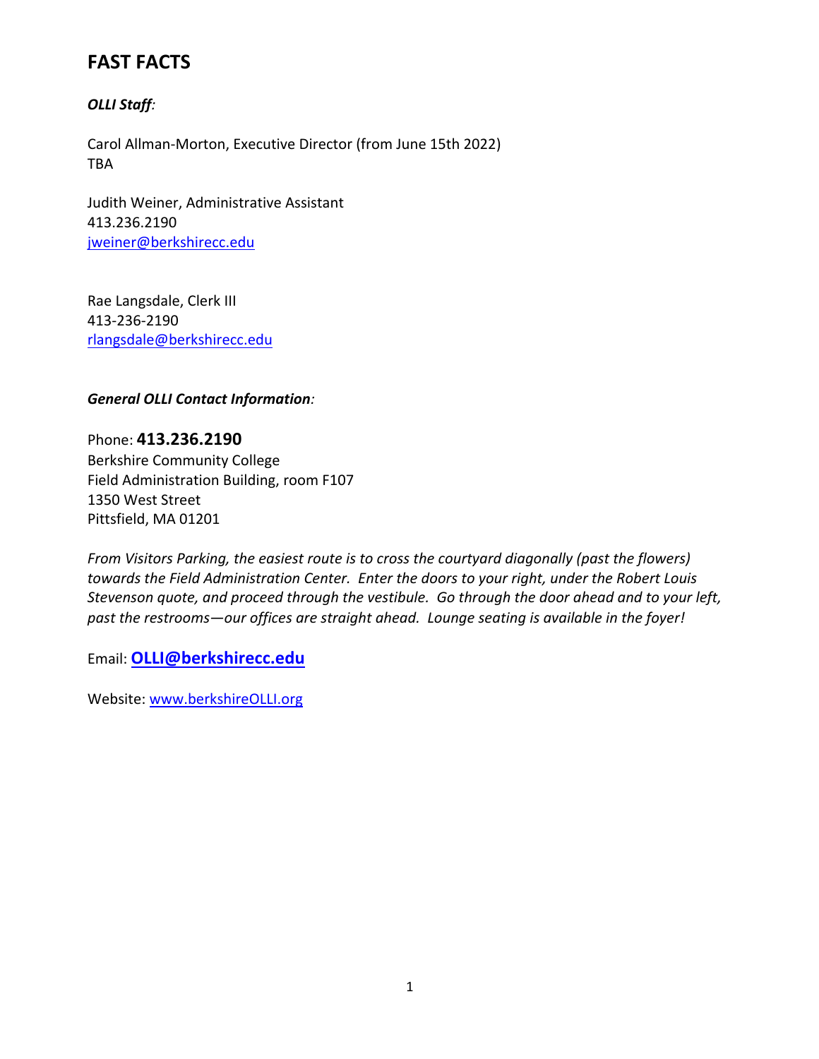# FAST FACTS

***OLLI Staff*:**

Carol Allman-Morton, Executive Director (from June 15th 2022)
TBA

Judith Weiner, Administrative Assistant
413.236.2190
jweiner@berkshirecc.edu

Rae Langsdale, Clerk III
413-236-2190
rlangsdale@berkshirecc.edu

***General OLLI Contact Information*:**

Phone: **413.236.2190**
Berkshire Community College
Field Administration Building, room F107
1350 West Street
Pittsfield, MA 01201

*From Visitors Parking, the easiest route is to cross the courtyard diagonally (past the flowers) towards the Field Administration Center. Enter the doors to your right, under the Robert Louis Stevenson quote, and proceed through the vestibule. Go through the door ahead and to your left, past the restrooms—our offices are straight ahead. Lounge seating is available in the foyer!*

Email: **OLLI@berkshirecc.edu**

Website: www.berkshireOLLI.org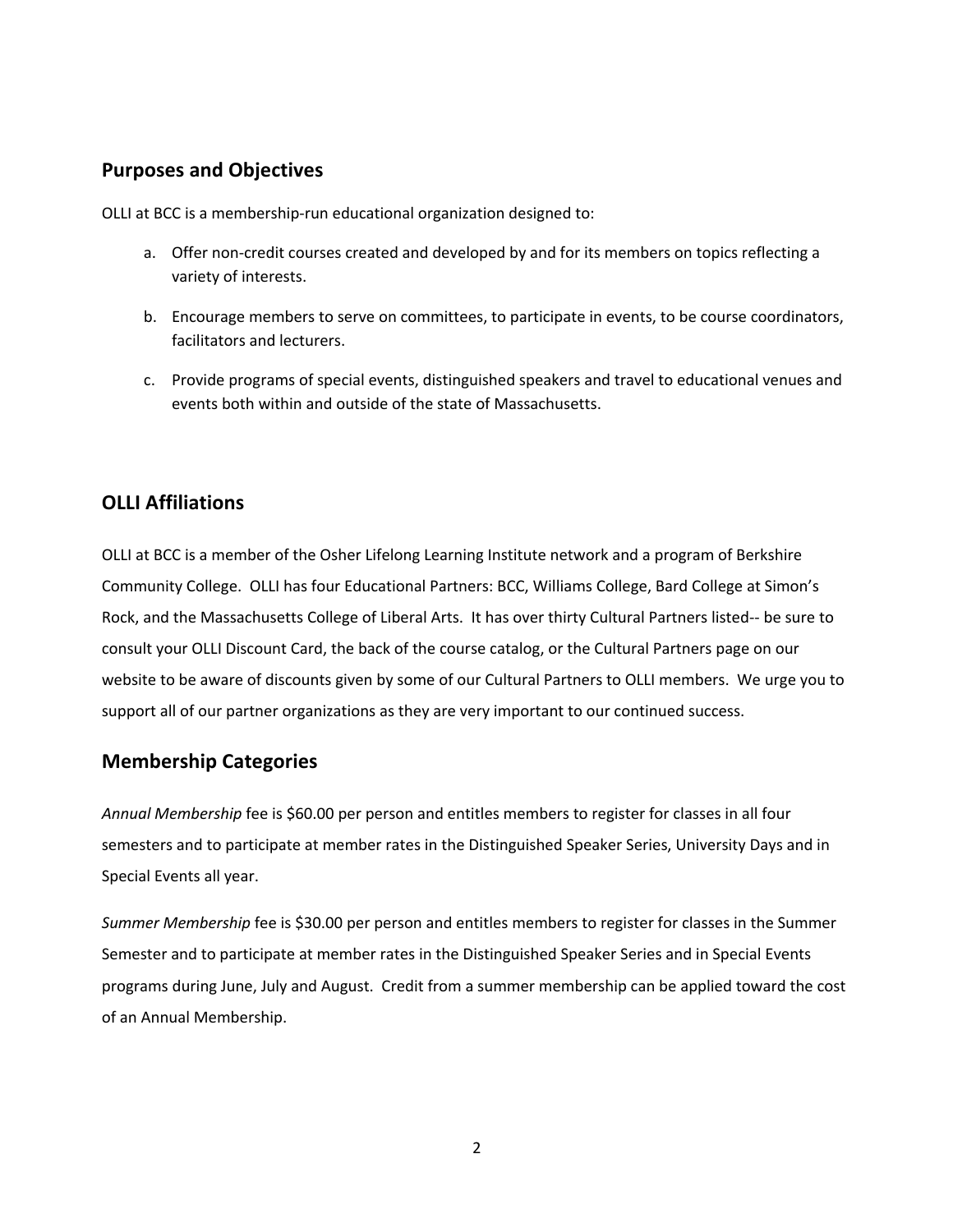## Purposes and Objectives

OLLI at BCC is a membership-run educational organization designed to:

a. Offer non-credit courses created and developed by and for its members on topics reflecting a variety of interests.

b. Encourage members to serve on committees, to participate in events, to be course coordinators, facilitators and lecturers.

c. Provide programs of special events, distinguished speakers and travel to educational venues and events both within and outside of the state of Massachusetts.

## OLLI Affiliations

OLLI at BCC is a member of the Osher Lifelong Learning Institute network and a program of Berkshire Community College. OLLI has four Educational Partners: BCC, Williams College, Bard College at Simon's Rock, and the Massachusetts College of Liberal Arts. It has over thirty Cultural Partners listed-- be sure to consult your OLLI Discount Card, the back of the course catalog, or the Cultural Partners page on our website to be aware of discounts given by some of our Cultural Partners to OLLI members. We urge you to support all of our partner organizations as they are very important to our continued success.

## Membership Categories

*Annual Membership* fee is $60.00 per person and entitles members to register for classes in all four semesters and to participate at member rates in the Distinguished Speaker Series, University Days and in Special Events all year.

*Summer Membership* fee is $30.00 per person and entitles members to register for classes in the Summer Semester and to participate at member rates in the Distinguished Speaker Series and in Special Events programs during June, July and August. Credit from a summer membership can be applied toward the cost of an Annual Membership.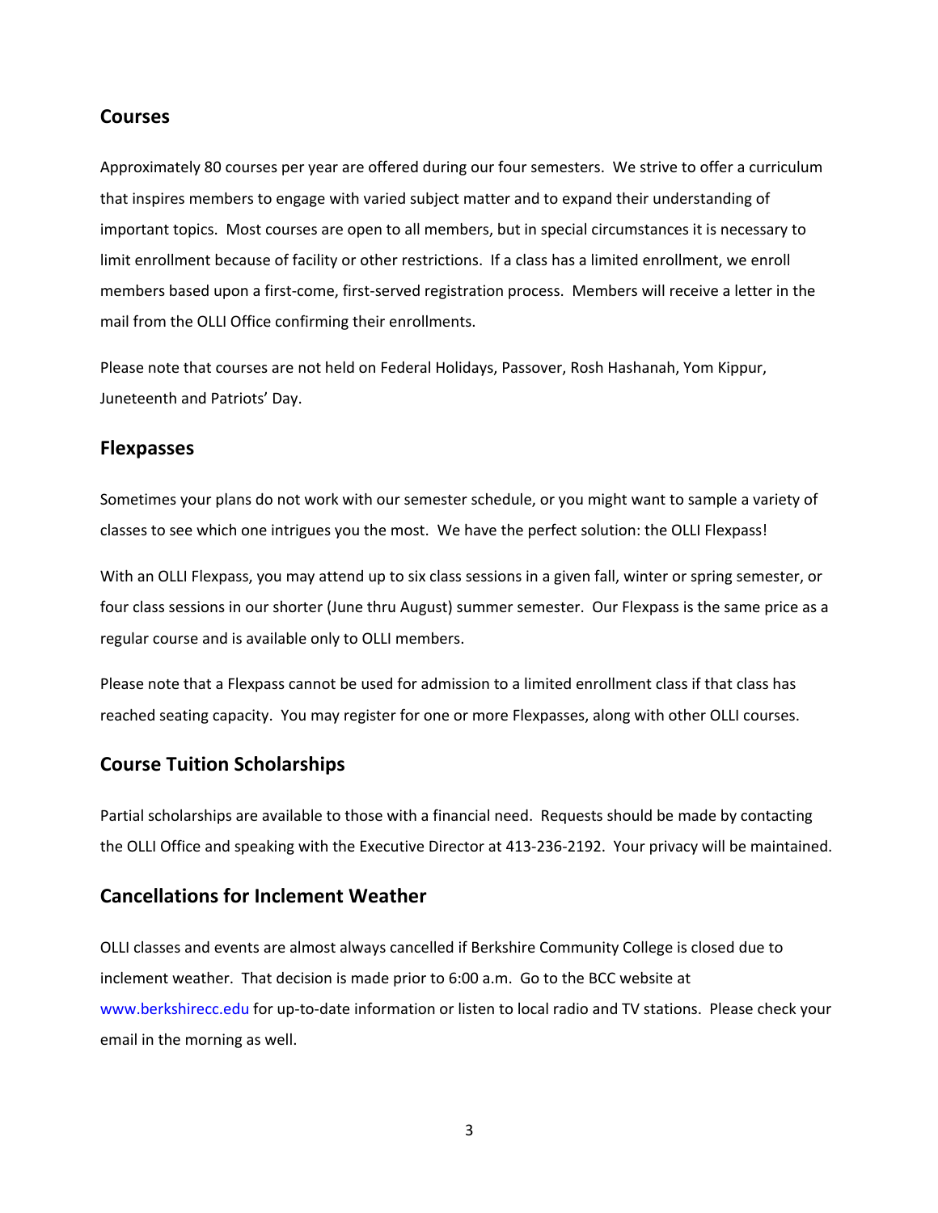## Courses

Approximately 80 courses per year are offered during our four semesters. We strive to offer a curriculum that inspires members to engage with varied subject matter and to expand their understanding of important topics. Most courses are open to all members, but in special circumstances it is necessary to limit enrollment because of facility or other restrictions. If a class has a limited enrollment, we enroll members based upon a first-come, first-served registration process. Members will receive a letter in the mail from the OLLI Office confirming their enrollments.

Please note that courses are not held on Federal Holidays, Passover, Rosh Hashanah, Yom Kippur, Juneteenth and Patriots' Day.

## Flexpasses

Sometimes your plans do not work with our semester schedule, or you might want to sample a variety of classes to see which one intrigues you the most. We have the perfect solution: the OLLI Flexpass!

With an OLLI Flexpass, you may attend up to six class sessions in a given fall, winter or spring semester, or four class sessions in our shorter (June thru August) summer semester. Our Flexpass is the same price as a regular course and is available only to OLLI members.

Please note that a Flexpass cannot be used for admission to a limited enrollment class if that class has reached seating capacity. You may register for one or more Flexpasses, along with other OLLI courses.

## Course Tuition Scholarships

Partial scholarships are available to those with a financial need. Requests should be made by contacting the OLLI Office and speaking with the Executive Director at 413-236-2192. Your privacy will be maintained.

## Cancellations for Inclement Weather

OLLI classes and events are almost always cancelled if Berkshire Community College is closed due to inclement weather. That decision is made prior to 6:00 a.m. Go to the BCC website at www.berkshirecc.edu for up-to-date information or listen to local radio and TV stations. Please check your email in the morning as well.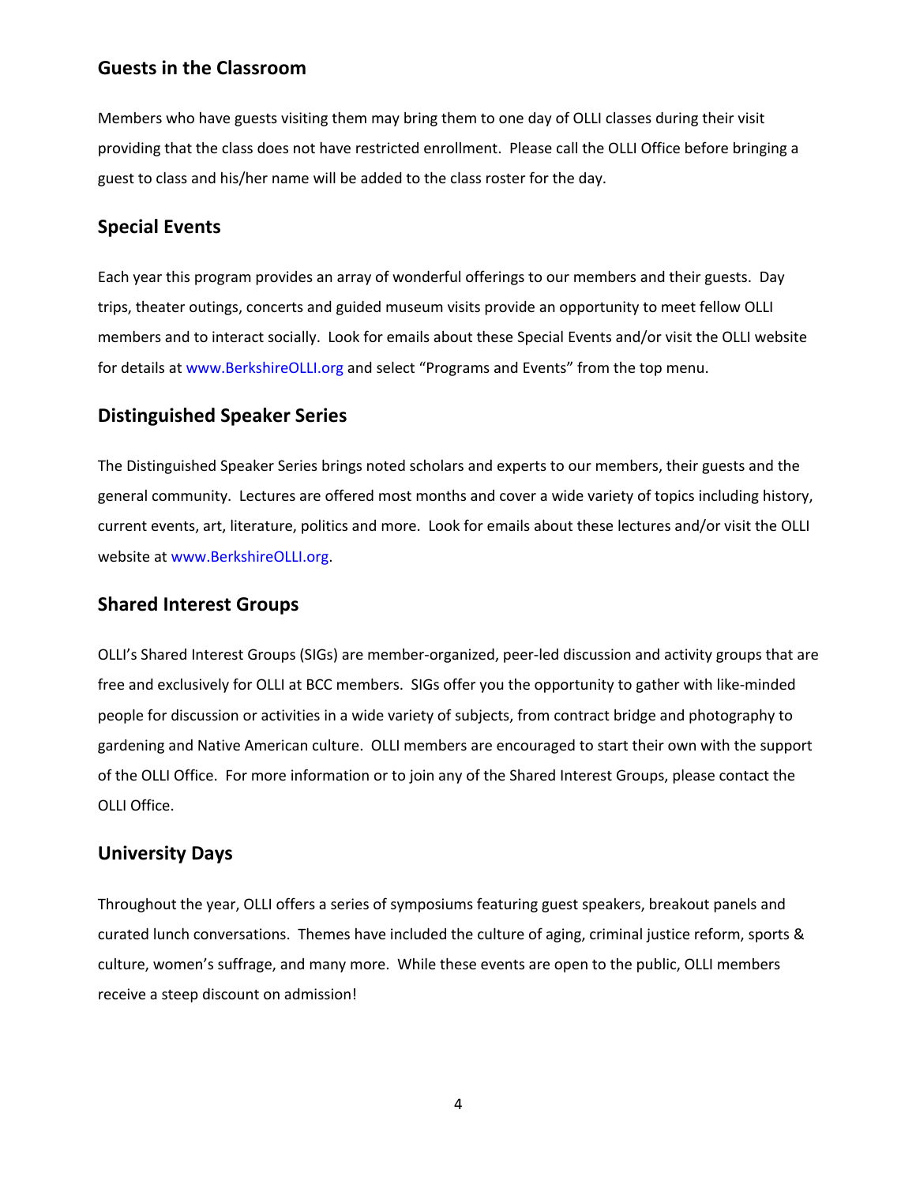## Guests in the Classroom

Members who have guests visiting them may bring them to one day of OLLI classes during their visit providing that the class does not have restricted enrollment. Please call the OLLI Office before bringing a guest to class and his/her name will be added to the class roster for the day.

## Special Events

Each year this program provides an array of wonderful offerings to our members and their guests. Day trips, theater outings, concerts and guided museum visits provide an opportunity to meet fellow OLLI members and to interact socially. Look for emails about these Special Events and/or visit the OLLI website for details at www.BerkshireOLLI.org and select "Programs and Events" from the top menu.

## Distinguished Speaker Series

The Distinguished Speaker Series brings noted scholars and experts to our members, their guests and the general community. Lectures are offered most months and cover a wide variety of topics including history, current events, art, literature, politics and more. Look for emails about these lectures and/or visit the OLLI website at www.BerkshireOLLI.org.

## Shared Interest Groups

OLLI's Shared Interest Groups (SIGs) are member-organized, peer-led discussion and activity groups that are free and exclusively for OLLI at BCC members. SIGs offer you the opportunity to gather with like-minded people for discussion or activities in a wide variety of subjects, from contract bridge and photography to gardening and Native American culture. OLLI members are encouraged to start their own with the support of the OLLI Office. For more information or to join any of the Shared Interest Groups, please contact the OLLI Office.

## University Days

Throughout the year, OLLI offers a series of symposiums featuring guest speakers, breakout panels and curated lunch conversations. Themes have included the culture of aging, criminal justice reform, sports & culture, women's suffrage, and many more. While these events are open to the public, OLLI members receive a steep discount on admission!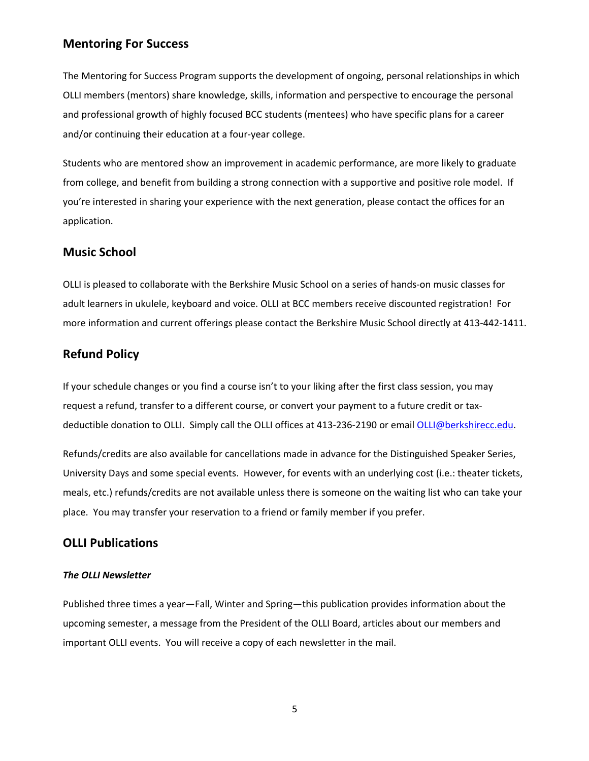## Mentoring For Success

The Mentoring for Success Program supports the development of ongoing, personal relationships in which OLLI members (mentors) share knowledge, skills, information and perspective to encourage the personal and professional growth of highly focused BCC students (mentees) who have specific plans for a career and/or continuing their education at a four-year college.

Students who are mentored show an improvement in academic performance, are more likely to graduate from college, and benefit from building a strong connection with a supportive and positive role model. If you're interested in sharing your experience with the next generation, please contact the offices for an application.

## Music School

OLLI is pleased to collaborate with the Berkshire Music School on a series of hands-on music classes for adult learners in ukulele, keyboard and voice. OLLI at BCC members receive discounted registration! For more information and current offerings please contact the Berkshire Music School directly at 413-442-1411.

## Refund Policy

If your schedule changes or you find a course isn't to your liking after the first class session, you may request a refund, transfer to a different course, or convert your payment to a future credit or tax-deductible donation to OLLI. Simply call the OLLI offices at 413-236-2190 or email OLLI@berkshirecc.edu.

Refunds/credits are also available for cancellations made in advance for the Distinguished Speaker Series, University Days and some special events. However, for events with an underlying cost (i.e.: theater tickets, meals, etc.) refunds/credits are not available unless there is someone on the waiting list who can take your place. You may transfer your reservation to a friend or family member if you prefer.

## OLLI Publications

### *The OLLI Newsletter*

Published three times a year—Fall, Winter and Spring—this publication provides information about the upcoming semester, a message from the President of the OLLI Board, articles about our members and important OLLI events. You will receive a copy of each newsletter in the mail.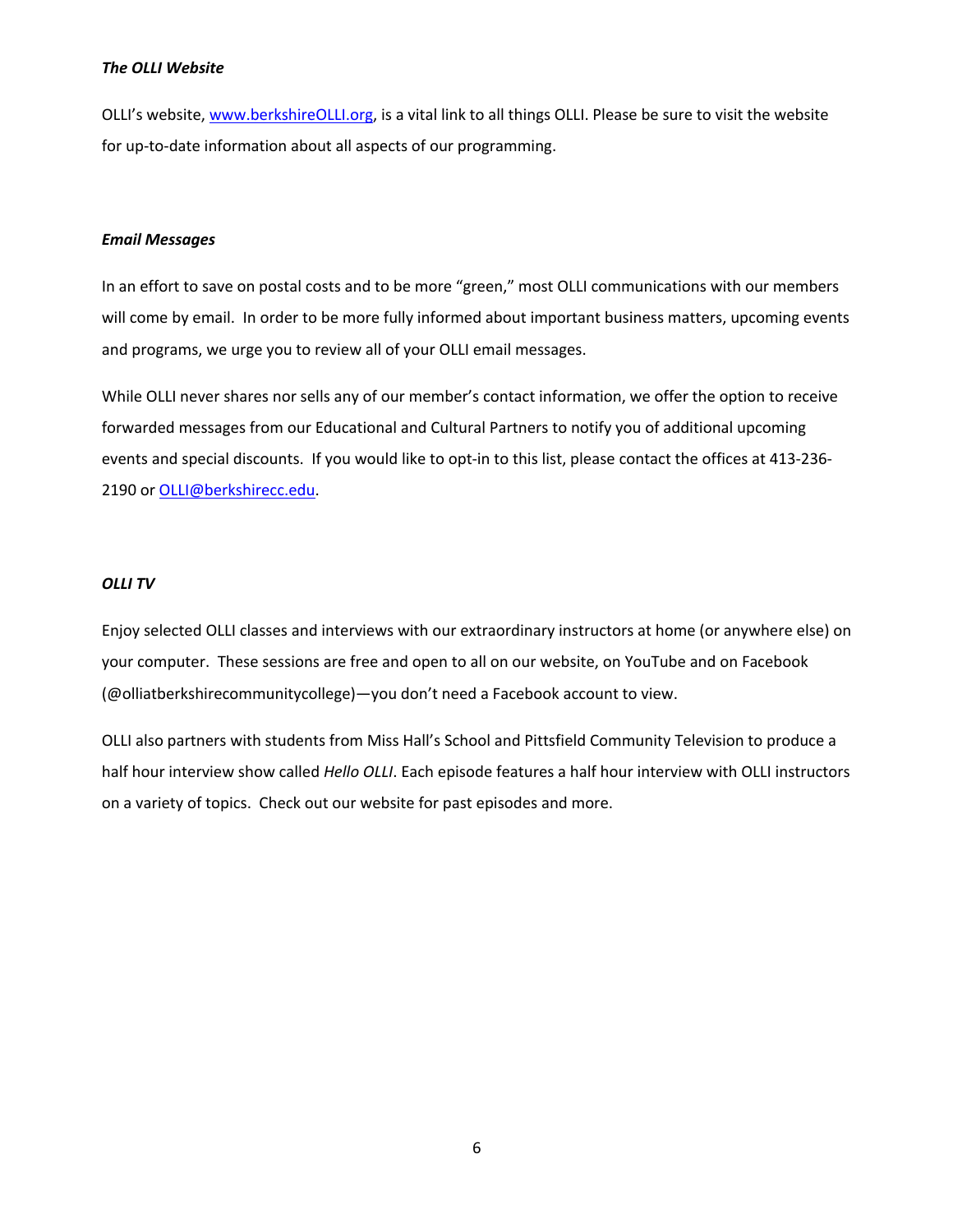***The OLLI Website***

OLLI's website, [www.berkshireOLLI.org](http://www.berkshireOLLI.org), is a vital link to all things OLLI. Please be sure to visit the website for up-to-date information about all aspects of our programming.

***Email Messages***

In an effort to save on postal costs and to be more "green," most OLLI communications with our members will come by email. In order to be more fully informed about important business matters, upcoming events and programs, we urge you to review all of your OLLI email messages.

While OLLI never shares nor sells any of our member's contact information, we offer the option to receive forwarded messages from our Educational and Cultural Partners to notify you of additional upcoming events and special discounts. If you would like to opt-in to this list, please contact the offices at 413-236-2190 or [OLLI@berkshirecc.edu](mailto:OLLI@berkshirecc.edu).

***OLLI TV***

Enjoy selected OLLI classes and interviews with our extraordinary instructors at home (or anywhere else) on your computer. These sessions are free and open to all on our website, on YouTube and on Facebook (@olliatberkshirecommunitycollege)—you don't need a Facebook account to view.

OLLI also partners with students from Miss Hall's School and Pittsfield Community Television to produce a half hour interview show called *Hello OLLI*. Each episode features a half hour interview with OLLI instructors on a variety of topics. Check out our website for past episodes and more.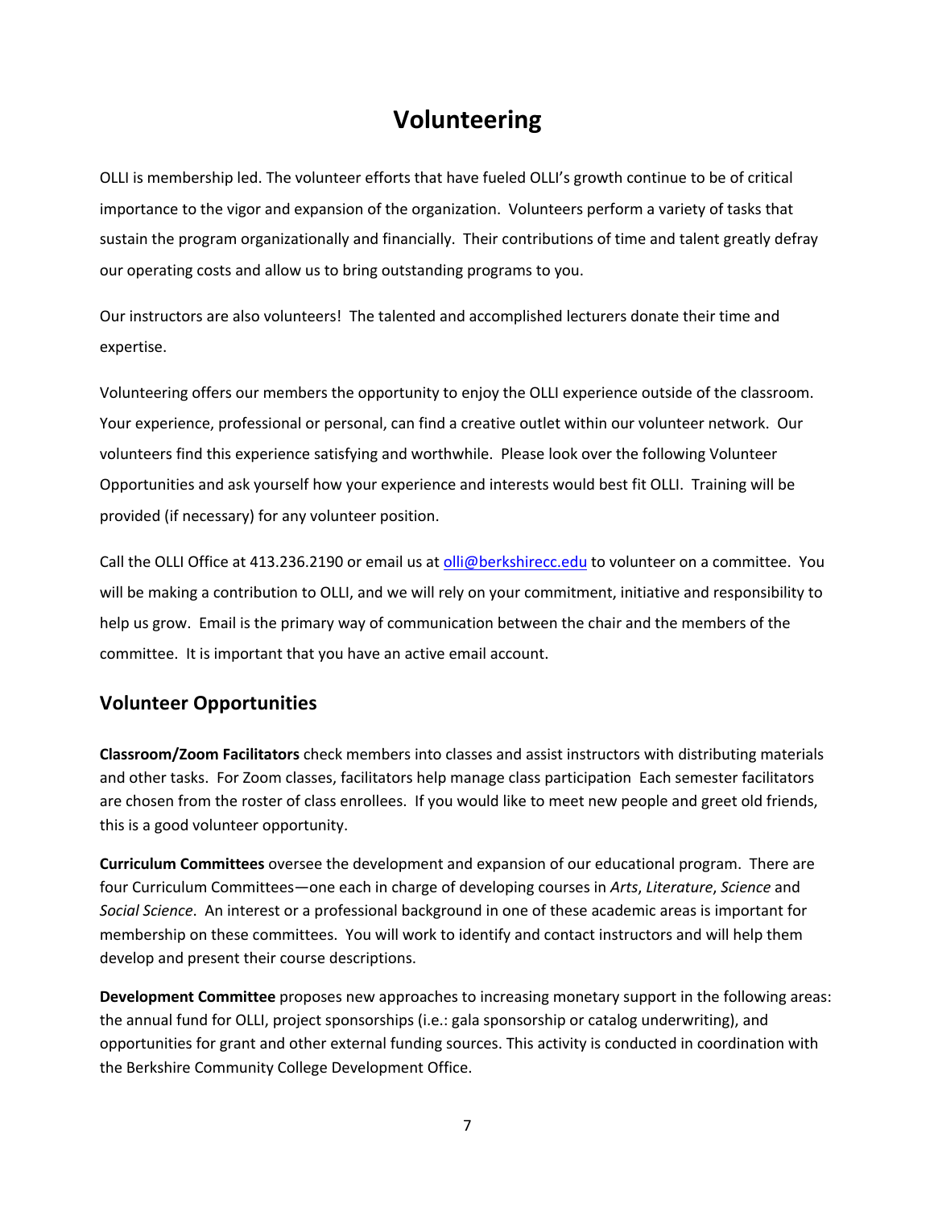# Volunteering

OLLI is membership led. The volunteer efforts that have fueled OLLI's growth continue to be of critical importance to the vigor and expansion of the organization. Volunteers perform a variety of tasks that sustain the program organizationally and financially. Their contributions of time and talent greatly defray our operating costs and allow us to bring outstanding programs to you.

Our instructors are also volunteers! The talented and accomplished lecturers donate their time and expertise.

Volunteering offers our members the opportunity to enjoy the OLLI experience outside of the classroom. Your experience, professional or personal, can find a creative outlet within our volunteer network. Our volunteers find this experience satisfying and worthwhile. Please look over the following Volunteer Opportunities and ask yourself how your experience and interests would best fit OLLI. Training will be provided (if necessary) for any volunteer position.

Call the OLLI Office at 413.236.2190 or email us at olli@berkshirecc.edu to volunteer on a committee. You will be making a contribution to OLLI, and we will rely on your commitment, initiative and responsibility to help us grow. Email is the primary way of communication between the chair and the members of the committee. It is important that you have an active email account.

## Volunteer Opportunities

**Classroom/Zoom Facilitators** check members into classes and assist instructors with distributing materials and other tasks. For Zoom classes, facilitators help manage class participation Each semester facilitators are chosen from the roster of class enrollees. If you would like to meet new people and greet old friends, this is a good volunteer opportunity.

**Curriculum Committees** oversee the development and expansion of our educational program. There are four Curriculum Committees—one each in charge of developing courses in *Arts*, *Literature*, *Science* and *Social Science*. An interest or a professional background in one of these academic areas is important for membership on these committees. You will work to identify and contact instructors and will help them develop and present their course descriptions.

**Development Committee** proposes new approaches to increasing monetary support in the following areas: the annual fund for OLLI, project sponsorships (i.e.: gala sponsorship or catalog underwriting), and opportunities for grant and other external funding sources. This activity is conducted in coordination with the Berkshire Community College Development Office.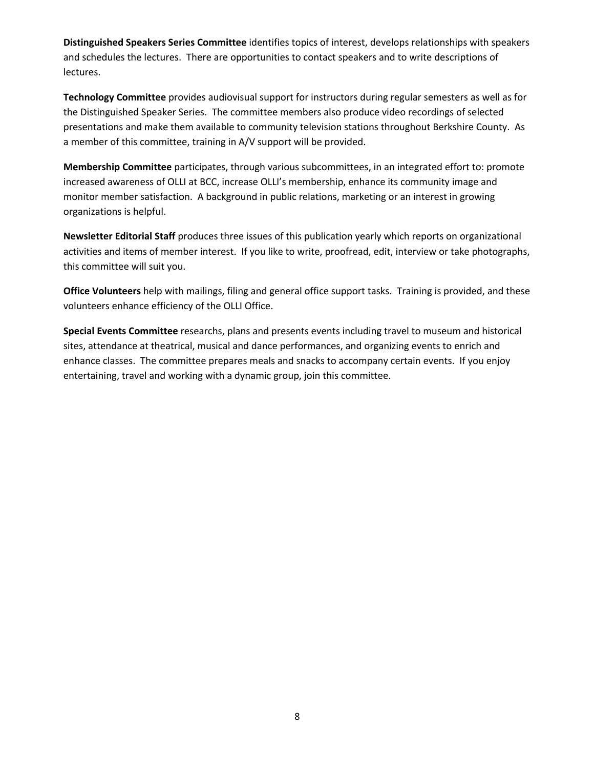**Distinguished Speakers Series Committee** identifies topics of interest, develops relationships with speakers and schedules the lectures. There are opportunities to contact speakers and to write descriptions of lectures.

**Technology Committee** provides audiovisual support for instructors during regular semesters as well as for the Distinguished Speaker Series. The committee members also produce video recordings of selected presentations and make them available to community television stations throughout Berkshire County. As a member of this committee, training in A/V support will be provided.

**Membership Committee** participates, through various subcommittees, in an integrated effort to: promote increased awareness of OLLI at BCC, increase OLLI's membership, enhance its community image and monitor member satisfaction. A background in public relations, marketing or an interest in growing organizations is helpful.

**Newsletter Editorial Staff** produces three issues of this publication yearly which reports on organizational activities and items of member interest. If you like to write, proofread, edit, interview or take photographs, this committee will suit you.

**Office Volunteers** help with mailings, filing and general office support tasks. Training is provided, and these volunteers enhance efficiency of the OLLI Office.

**Special Events Committee** researchs, plans and presents events including travel to museum and historical sites, attendance at theatrical, musical and dance performances, and organizing events to enrich and enhance classes. The committee prepares meals and snacks to accompany certain events. If you enjoy entertaining, travel and working with a dynamic group, join this committee.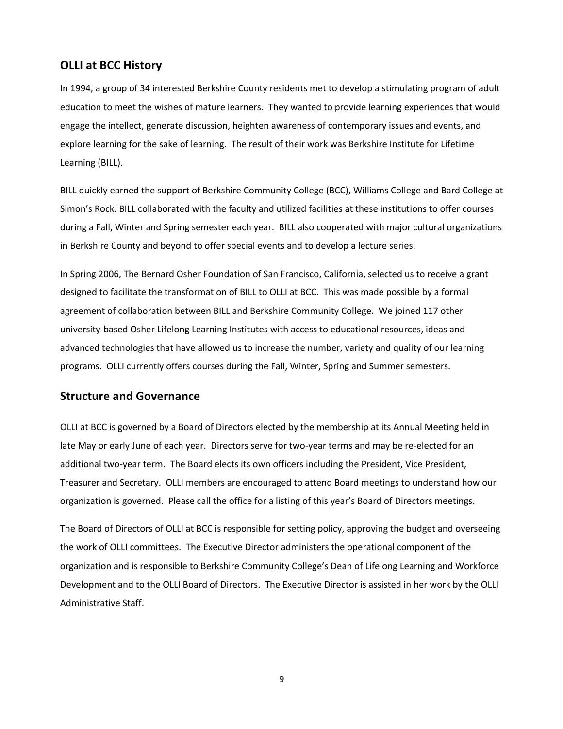## OLLI at BCC History

In 1994, a group of 34 interested Berkshire County residents met to develop a stimulating program of adult education to meet the wishes of mature learners. They wanted to provide learning experiences that would engage the intellect, generate discussion, heighten awareness of contemporary issues and events, and explore learning for the sake of learning. The result of their work was Berkshire Institute for Lifetime Learning (BILL).

BILL quickly earned the support of Berkshire Community College (BCC), Williams College and Bard College at Simon's Rock. BILL collaborated with the faculty and utilized facilities at these institutions to offer courses during a Fall, Winter and Spring semester each year. BILL also cooperated with major cultural organizations in Berkshire County and beyond to offer special events and to develop a lecture series.

In Spring 2006, The Bernard Osher Foundation of San Francisco, California, selected us to receive a grant designed to facilitate the transformation of BILL to OLLI at BCC. This was made possible by a formal agreement of collaboration between BILL and Berkshire Community College. We joined 117 other university-based Osher Lifelong Learning Institutes with access to educational resources, ideas and advanced technologies that have allowed us to increase the number, variety and quality of our learning programs. OLLI currently offers courses during the Fall, Winter, Spring and Summer semesters.

## Structure and Governance

OLLI at BCC is governed by a Board of Directors elected by the membership at its Annual Meeting held in late May or early June of each year. Directors serve for two-year terms and may be re-elected for an additional two-year term. The Board elects its own officers including the President, Vice President, Treasurer and Secretary. OLLI members are encouraged to attend Board meetings to understand how our organization is governed. Please call the office for a listing of this year's Board of Directors meetings.

The Board of Directors of OLLI at BCC is responsible for setting policy, approving the budget and overseeing the work of OLLI committees. The Executive Director administers the operational component of the organization and is responsible to Berkshire Community College's Dean of Lifelong Learning and Workforce Development and to the OLLI Board of Directors. The Executive Director is assisted in her work by the OLLI Administrative Staff.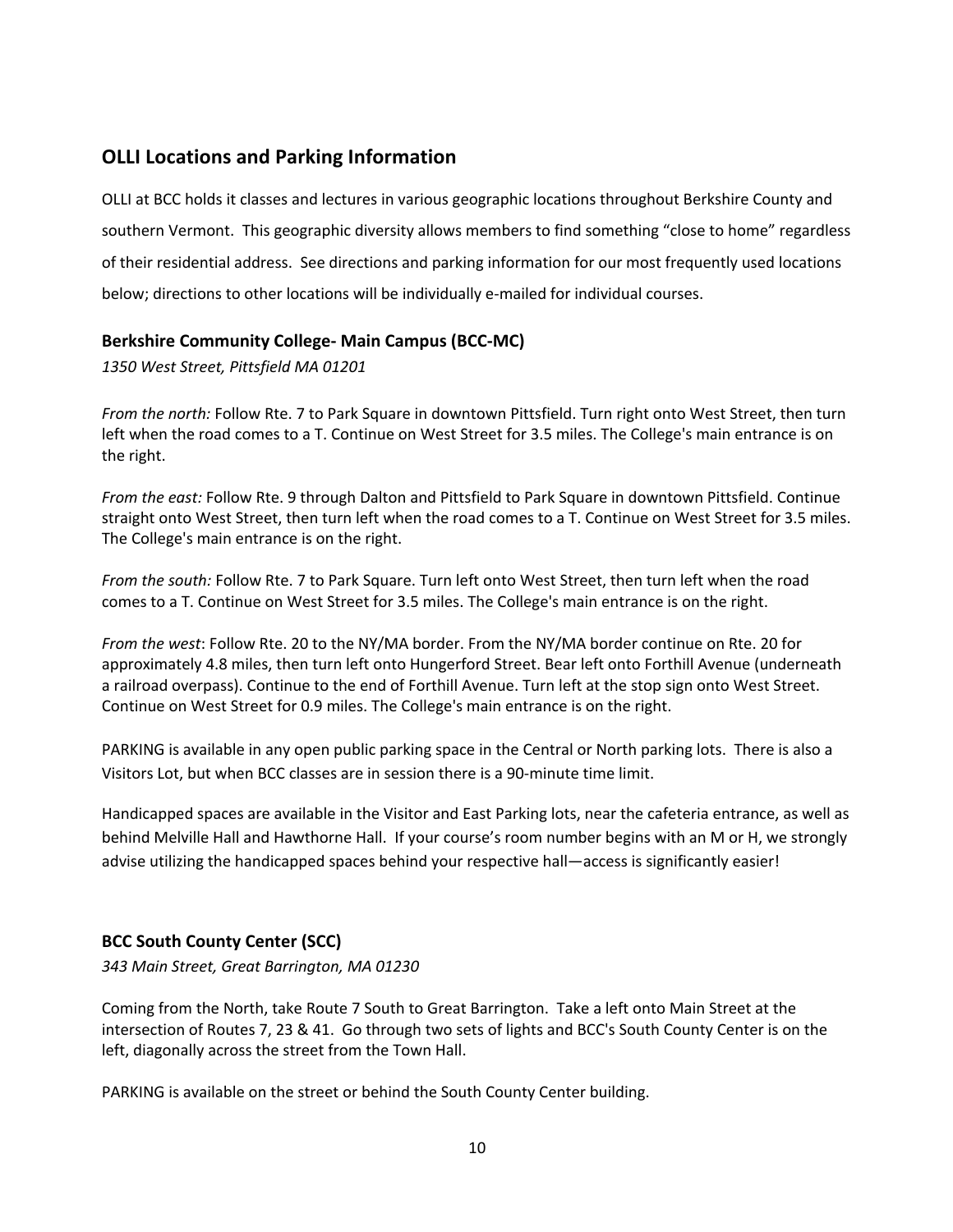## OLLI Locations and Parking Information

OLLI at BCC holds it classes and lectures in various geographic locations throughout Berkshire County and southern Vermont. This geographic diversity allows members to find something "close to home" regardless of their residential address. See directions and parking information for our most frequently used locations below; directions to other locations will be individually e-mailed for individual courses.

### Berkshire Community College- Main Campus (BCC-MC)

*1350 West Street, Pittsfield MA 01201*

*From the north:* Follow Rte. 7 to Park Square in downtown Pittsfield. Turn right onto West Street, then turn left when the road comes to a T. Continue on West Street for 3.5 miles. The College's main entrance is on the right.

*From the east:* Follow Rte. 9 through Dalton and Pittsfield to Park Square in downtown Pittsfield. Continue straight onto West Street, then turn left when the road comes to a T. Continue on West Street for 3.5 miles. The College's main entrance is on the right.

*From the south:* Follow Rte. 7 to Park Square. Turn left onto West Street, then turn left when the road comes to a T. Continue on West Street for 3.5 miles. The College's main entrance is on the right.

*From the west*: Follow Rte. 20 to the NY/MA border. From the NY/MA border continue on Rte. 20 for approximately 4.8 miles, then turn left onto Hungerford Street. Bear left onto Forthill Avenue (underneath a railroad overpass). Continue to the end of Forthill Avenue. Turn left at the stop sign onto West Street. Continue on West Street for 0.9 miles. The College's main entrance is on the right.

PARKING is available in any open public parking space in the Central or North parking lots. There is also a Visitors Lot, but when BCC classes are in session there is a 90-minute time limit.

Handicapped spaces are available in the Visitor and East Parking lots, near the cafeteria entrance, as well as behind Melville Hall and Hawthorne Hall. If your course's room number begins with an M or H, we strongly advise utilizing the handicapped spaces behind your respective hall—access is significantly easier!

### BCC South County Center (SCC)

*343 Main Street, Great Barrington, MA 01230*

Coming from the North, take Route 7 South to Great Barrington. Take a left onto Main Street at the intersection of Routes 7, 23 & 41. Go through two sets of lights and BCC's South County Center is on the left, diagonally across the street from the Town Hall.

PARKING is available on the street or behind the South County Center building.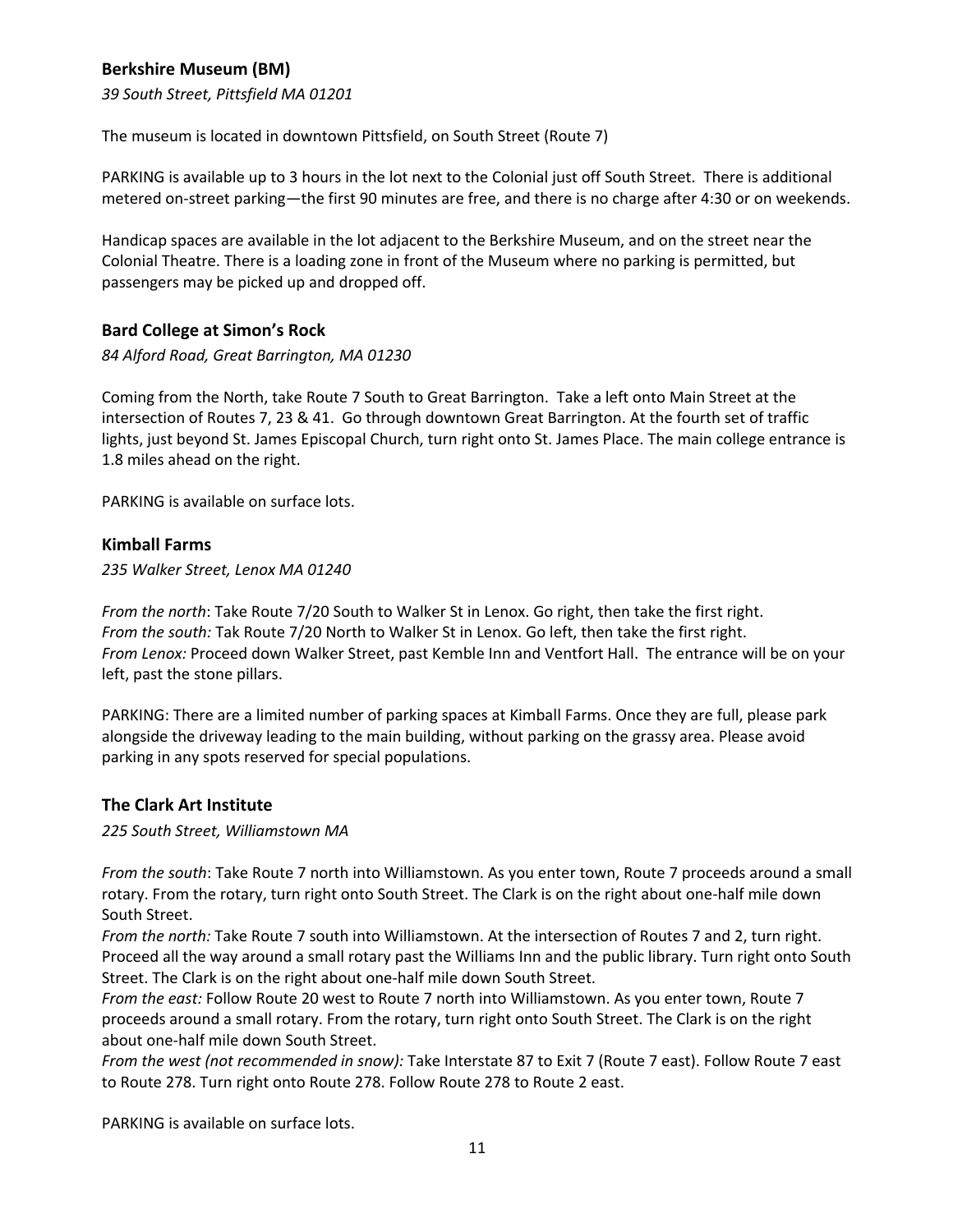## Berkshire Museum (BM)

*39 South Street, Pittsfield MA 01201*

The museum is located in downtown Pittsfield, on South Street (Route 7)

PARKING is available up to 3 hours in the lot next to the Colonial just off South Street. There is additional metered on-street parking—the first 90 minutes are free, and there is no charge after 4:30 or on weekends.

Handicap spaces are available in the lot adjacent to the Berkshire Museum, and on the street near the Colonial Theatre. There is a loading zone in front of the Museum where no parking is permitted, but passengers may be picked up and dropped off.

## Bard College at Simon's Rock

*84 Alford Road, Great Barrington, MA 01230*

Coming from the North, take Route 7 South to Great Barrington. Take a left onto Main Street at the intersection of Routes 7, 23 & 41. Go through downtown Great Barrington. At the fourth set of traffic lights, just beyond St. James Episcopal Church, turn right onto St. James Place. The main college entrance is 1.8 miles ahead on the right.

PARKING is available on surface lots.

## Kimball Farms

*235 Walker Street, Lenox MA 01240*

*From the north*: Take Route 7/20 South to Walker St in Lenox. Go right, then take the first right.
*From the south:* Tak Route 7/20 North to Walker St in Lenox. Go left, then take the first right.
*From Lenox:* Proceed down Walker Street, past Kemble Inn and Ventfort Hall. The entrance will be on your left, past the stone pillars.

PARKING: There are a limited number of parking spaces at Kimball Farms. Once they are full, please park alongside the driveway leading to the main building, without parking on the grassy area. Please avoid parking in any spots reserved for special populations.

## The Clark Art Institute

*225 South Street, Williamstown MA*

*From the south*: Take Route 7 north into Williamstown. As you enter town, Route 7 proceeds around a small rotary. From the rotary, turn right onto South Street. The Clark is on the right about one-half mile down South Street.
*From the north:* Take Route 7 south into Williamstown. At the intersection of Routes 7 and 2, turn right. Proceed all the way around a small rotary past the Williams Inn and the public library. Turn right onto South Street. The Clark is on the right about one-half mile down South Street.
*From the east:* Follow Route 20 west to Route 7 north into Williamstown. As you enter town, Route 7 proceeds around a small rotary. From the rotary, turn right onto South Street. The Clark is on the right about one-half mile down South Street.
*From the west (not recommended in snow):* Take Interstate 87 to Exit 7 (Route 7 east). Follow Route 7 east to Route 278. Turn right onto Route 278. Follow Route 278 to Route 2 east.

PARKING is available on surface lots.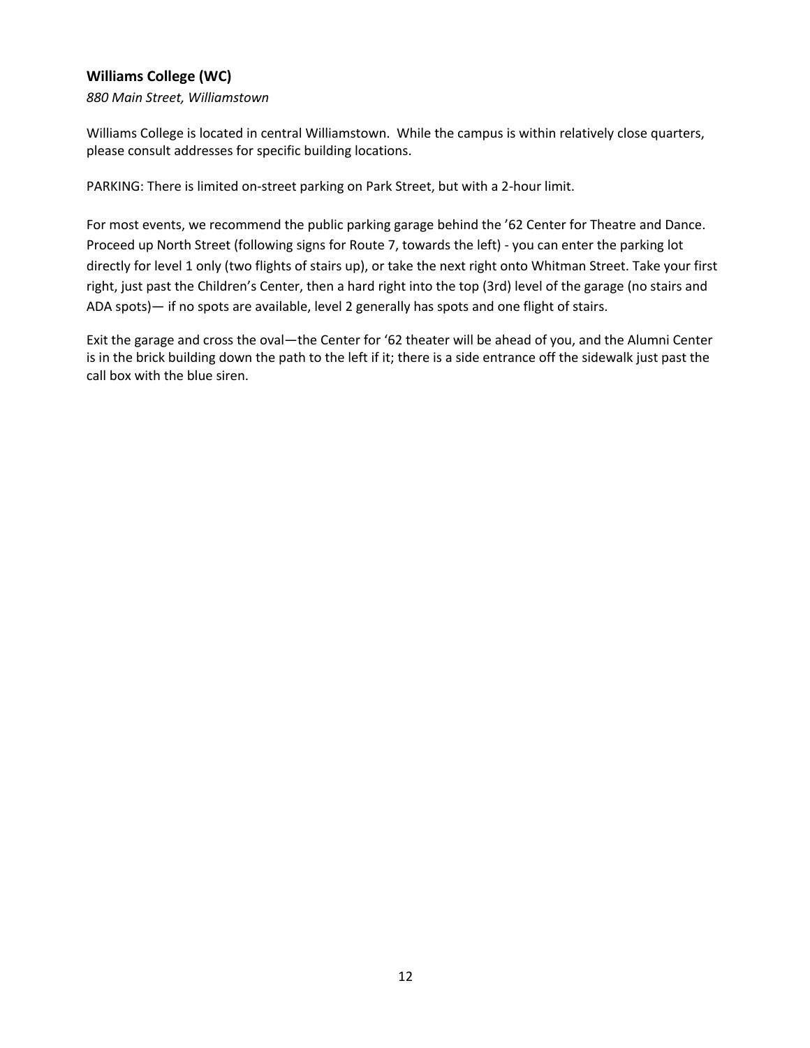**Williams College (WC)**

*880 Main Street, Williamstown*

Williams College is located in central Williamstown. While the campus is within relatively close quarters, please consult addresses for specific building locations.

PARKING: There is limited on-street parking on Park Street, but with a 2-hour limit.

For most events, we recommend the public parking garage behind the '62 Center for Theatre and Dance. Proceed up North Street (following signs for Route 7, towards the left) - you can enter the parking lot directly for level 1 only (two flights of stairs up), or take the next right onto Whitman Street. Take your first right, just past the Children's Center, then a hard right into the top (3rd) level of the garage (no stairs and ADA spots)— if no spots are available, level 2 generally has spots and one flight of stairs.

Exit the garage and cross the oval—the Center for '62 theater will be ahead of you, and the Alumni Center is in the brick building down the path to the left if it; there is a side entrance off the sidewalk just past the call box with the blue siren.